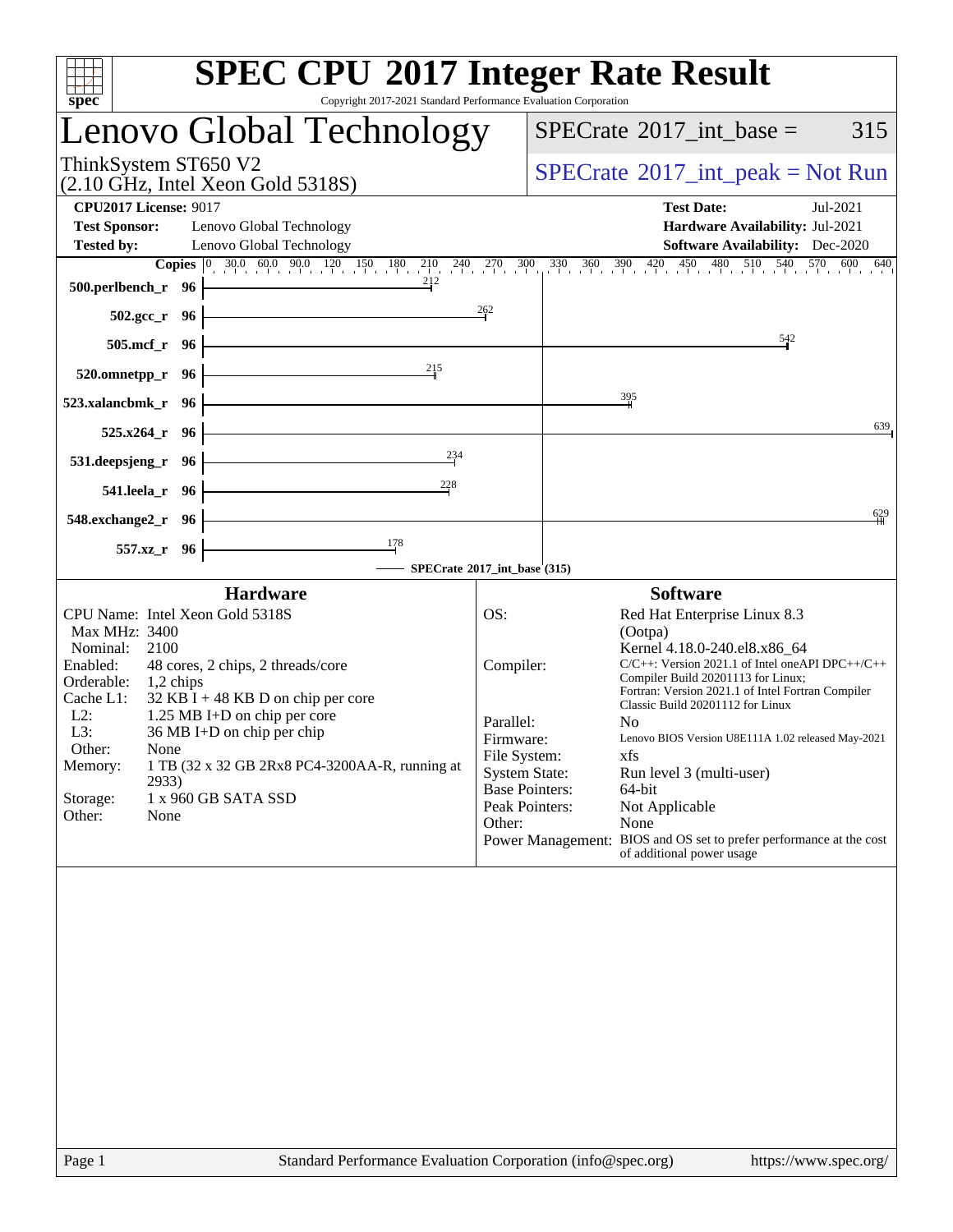# SPEC CPU 2017 Integer Rate Result

Copyright 2017-2021 Standard Performance Evaluation Corporation

## Lenovo Global Technology

ThinkSystem ST650 V2
(2.10 GHz, Intel Xeon Gold 5318S)

SPECrate 2017_int_base = 315

SPECrate 2017_int_peak = Not Run

**CPU2017 License:** 9017
**Test Sponsor:** Lenovo Global Technology
**Tested by:** Lenovo Global Technology

**Test Date:** Jul-2021
**Hardware Availability:** Jul-2021
**Software Availability:** Dec-2020

| Benchmark | Copies | SPECrate 2017_int_base |
|---|---|---|
| 500.perlbench_r | 96 | 212 |
| 502.gcc_r | 96 | 262 |
| 505.mcf_r | 96 | 542 |
| 520.omnetpp_r | 96 | 215 |
| 523.xalancbmk_r | 96 | 395 |
| 525.x264_r | 96 | 639 |
| 531.deepsjeng_r | 96 | 234 |
| 541.leela_r | 96 | 228 |
| 548.exchange2_r | 96 | 629 |
| 557.xz_r | 96 | 178 |

SPECrate 2017_int_base (315)

### Hardware

- CPU Name: Intel Xeon Gold 5318S
- Max MHz: 3400
- Nominal: 2100
- Enabled: 48 cores, 2 chips, 2 threads/core
- Orderable: 1,2 chips
- Cache L1: 32 KB I + 48 KB D on chip per core
- L2: 1.25 MB I+D on chip per core
- L3: 36 MB I+D on chip per chip
- Other: None
- Memory: 1 TB (32 x 32 GB 2Rx8 PC4-3200AA-R, running at 2933)
- Storage: 1 x 960 GB SATA SSD
- Other: None

### Software

- OS: Red Hat Enterprise Linux 8.3 (Ootpa) Kernel 4.18.0-240.el8.x86_64
- Compiler: C/C++: Version 2021.1 of Intel oneAPI DPC++/C++ Compiler Build 20201113 for Linux; Fortran: Version 2021.1 of Intel Fortran Compiler Classic Build 20201112 for Linux
- Parallel: No
- Firmware: Lenovo BIOS Version U8E111A 1.02 released May-2021
- File System: xfs
- System State: Run level 3 (multi-user)
- Base Pointers: 64-bit
- Peak Pointers: Not Applicable
- Other: None
- Power Management: BIOS and OS set to prefer performance at the cost of additional power usage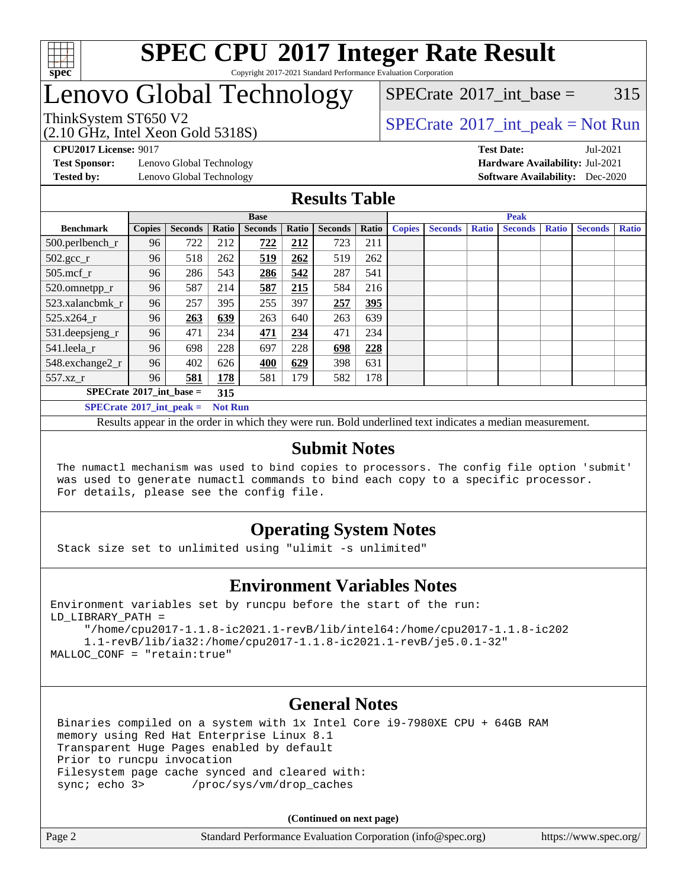# SPEC CPU 2017 Integer Rate Result

Copyright 2017-2021 Standard Performance Evaluation Corporation

# Lenovo Global Technology

ThinkSystem ST650 V2
(2.10 GHz, Intel Xeon Gold 5318S)

SPECrate 2017_int_base = 315

SPECrate 2017_int_peak = Not Run

**CPU2017 License:** 9017
**Test Sponsor:** Lenovo Global Technology
**Tested by:** Lenovo Global Technology

**Test Date:** Jul-2021
**Hardware Availability:** Jul-2021
**Software Availability:** Dec-2020

## Results Table

| Benchmark | Base | | | | | | | Peak | | | | | | |
|---|---|---|---|---|---|---|---|---|---|---|---|---|---|---|
| | Copies | Seconds | Ratio | Seconds | Ratio | Seconds | Ratio | Copies | Seconds | Ratio | Seconds | Ratio | Seconds | Ratio |
| 500.perlbench_r | 96 | 722 | 212 | **722** | **212** | 723 | 211 | | | | | | | |
| 502.gcc_r | 96 | 518 | 262 | **519** | **262** | 519 | 262 | | | | | | | |
| 505.mcf_r | 96 | 286 | 543 | **286** | **542** | 287 | 541 | | | | | | | |
| 520.omnetpp_r | 96 | 587 | 214 | **587** | **215** | 584 | 216 | | | | | | | |
| 523.xalancbmk_r | 96 | 257 | 395 | 255 | 397 | **257** | **395** | | | | | | | |
| 525.x264_r | 96 | **263** | **639** | 263 | 640 | 263 | 639 | | | | | | | |
| 531.deepsjeng_r | 96 | 471 | 234 | **471** | **234** | 471 | 234 | | | | | | | |
| 541.leela_r | 96 | 698 | 228 | 697 | 228 | **698** | **228** | | | | | | | |
| 548.exchange2_r | 96 | 402 | 626 | **400** | **629** | 398 | 631 | | | | | | | |
| 557.xz_r | 96 | **581** | **178** | 581 | 179 | 582 | 178 | | | | | | | |

**SPECrate 2017_int_base = 315**

**SPECrate 2017_int_peak = Not Run**

Results appear in the order in which they were run. Bold underlined text indicates a median measurement.

## Submit Notes

The numactl mechanism was used to bind copies to processors. The config file option 'submit' was used to generate numactl commands to bind each copy to a specific processor. For details, please see the config file.

## Operating System Notes

Stack size set to unlimited using "ulimit -s unlimited"

## Environment Variables Notes

```
Environment variables set by runcpu before the start of the run:
LD_LIBRARY_PATH =
     "/home/cpu2017-1.1.8-ic2021.1-revB/lib/intel64:/home/cpu2017-1.1.8-ic202
     1.1-revB/lib/ia32:/home/cpu2017-1.1.8-ic2021.1-revB/je5.0.1-32"
MALLOC_CONF = "retain:true"
```

## General Notes

```
Binaries compiled on a system with 1x Intel Core i9-7980XE CPU + 64GB RAM
memory using Red Hat Enterprise Linux 8.1
Transparent Huge Pages enabled by default
Prior to runcpu invocation
Filesystem page cache synced and cleared with:
sync; echo 3>       /proc/sys/vm/drop_caches
```

**(Continued on next page)**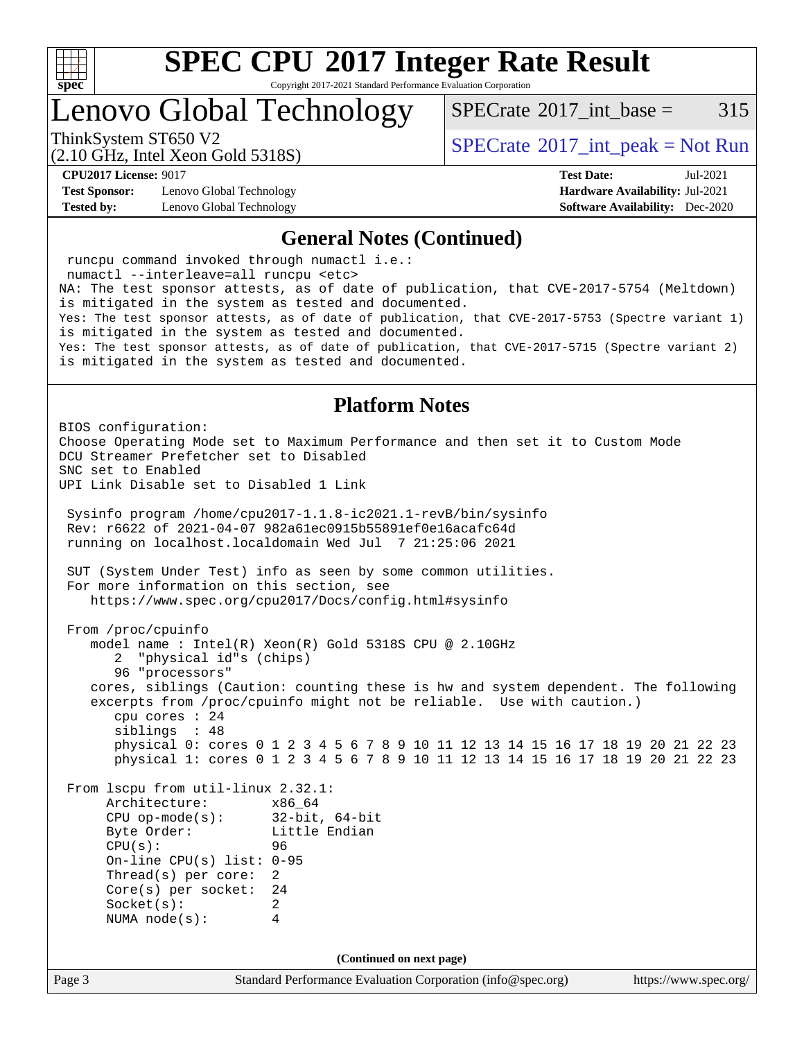## General Notes (Continued)

```
runcpu command invoked through numactl i.e.:
numactl --interleave=all runcpu <etc>
NA: The test sponsor attests, as of date of publication, that CVE-2017-5754 (Meltdown)
is mitigated in the system as tested and documented.
Yes: The test sponsor attests, as of date of publication, that CVE-2017-5753 (Spectre variant 1)
is mitigated in the system as tested and documented.
Yes: The test sponsor attests, as of date of publication, that CVE-2017-5715 (Spectre variant 2)
is mitigated in the system as tested and documented.
```

## Platform Notes

```
BIOS configuration:
Choose Operating Mode set to Maximum Performance and then set it to Custom Mode
DCU Streamer Prefetcher set to Disabled
SNC set to Enabled
UPI Link Disable set to Disabled 1 Link

 Sysinfo program /home/cpu2017-1.1.8-ic2021.1-revB/bin/sysinfo
 Rev: r6622 of 2021-04-07 982a61ec0915b55891ef0e16acafc64d
 running on localhost.localdomain Wed Jul  7 21:25:06 2021

 SUT (System Under Test) info as seen by some common utilities.
 For more information on this section, see
    https://www.spec.org/cpu2017/Docs/config.html#sysinfo

 From /proc/cpuinfo
    model name : Intel(R) Xeon(R) Gold 5318S CPU @ 2.10GHz
       2  "physical id"s (chips)
       96 "processors"
    cores, siblings (Caution: counting these is hw and system dependent. The following
    excerpts from /proc/cpuinfo might not be reliable.  Use with caution.)
       cpu cores : 24
       siblings  : 48
       physical 0: cores 0 1 2 3 4 5 6 7 8 9 10 11 12 13 14 15 16 17 18 19 20 21 22 23
       physical 1: cores 0 1 2 3 4 5 6 7 8 9 10 11 12 13 14 15 16 17 18 19 20 21 22 23

 From lscpu from util-linux 2.32.1:
      Architecture:        x86_64
      CPU op-mode(s):      32-bit, 64-bit
      Byte Order:          Little Endian
      CPU(s):              96
      On-line CPU(s) list: 0-95
      Thread(s) per core:  2
      Core(s) per socket:  24
      Socket(s):           2
      NUMA node(s):        4
```

(Continued on next page)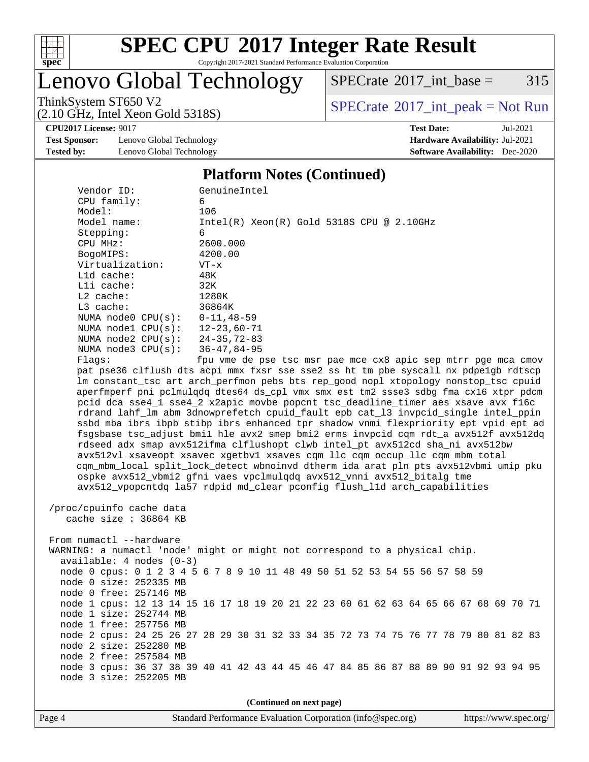# SPEC CPU 2017 Integer Rate Result

Copyright 2017-2021 Standard Performance Evaluation Corporation

## Lenovo Global Technology

ThinkSystem ST650 V2
(2.10 GHz, Intel Xeon Gold 5318S)

SPECrate 2017_int_base = 315

SPECrate 2017_int_peak = Not Run

**CPU2017 License:** 9017
**Test Sponsor:** Lenovo Global Technology
**Tested by:** Lenovo Global Technology

**Test Date:** Jul-2021
**Hardware Availability:** Jul-2021
**Software Availability:** Dec-2020

### Platform Notes (Continued)

```
     Vendor ID:           GenuineIntel
     CPU family:          6
     Model:               106
     Model name:          Intel(R) Xeon(R) Gold 5318S CPU @ 2.10GHz
     Stepping:            6
     CPU MHz:             2600.000
     BogoMIPS:            4200.00
     Virtualization:      VT-x
     L1d cache:           48K
     L1i cache:           32K
     L2 cache:            1280K
     L3 cache:            36864K
     NUMA node0 CPU(s):   0-11,48-59
     NUMA node1 CPU(s):   12-23,60-71
     NUMA node2 CPU(s):   24-35,72-83
     NUMA node3 CPU(s):   36-47,84-95
     Flags:               fpu vme de pse tsc msr pae mce cx8 apic sep mtrr pge mca cmov
     pat pse36 clflush dts acpi mmx fxsr sse sse2 ss ht tm pbe syscall nx pdpe1gb rdtscp
     lm constant_tsc art arch_perfmon pebs bts rep_good nopl xtopology nonstop_tsc cpuid
     aperfmperf pni pclmulqdq dtes64 ds_cpl vmx smx est tm2 ssse3 sdbg fma cx16 xtpr pdcm
     pcid dca sse4_1 sse4_2 x2apic movbe popcnt tsc_deadline_timer aes xsave avx f16c
     rdrand lahf_lm abm 3dnowprefetch cpuid_fault epb cat_l3 invpcid_single intel_ppin
     ssbd mba ibrs ibpb stibp ibrs_enhanced tpr_shadow vnmi flexpriority ept vpid ept_ad
     fsgsbase tsc_adjust bmi1 hle avx2 smep bmi2 erms invpcid cqm rdt_a avx512f avx512dq
     rdseed adx smap avx512ifma clflushopt clwb intel_pt avx512cd sha_ni avx512bw
     avx512vl xsaveopt xsavec xgetbv1 xsaves cqm_llc cqm_occup_llc cqm_mbm_total
     cqm_mbm_local split_lock_detect wbnoinvd dtherm ida arat pln pts avx512vbmi umip pku
     ospke avx512_vbmi2 gfni vaes vpclmulqdq avx512_vnni avx512_bitalg tme
     avx512_vpopcntdq la57 rdpid md_clear pconfig flush_l1d arch_capabilities

 /proc/cpuinfo cache data
    cache size : 36864 KB

 From numactl --hardware
 WARNING: a numactl 'node' might or might not correspond to a physical chip.
   available: 4 nodes (0-3)
   node 0 cpus: 0 1 2 3 4 5 6 7 8 9 10 11 48 49 50 51 52 53 54 55 56 57 58 59
   node 0 size: 252335 MB
   node 0 free: 257146 MB
   node 1 cpus: 12 13 14 15 16 17 18 19 20 21 22 23 60 61 62 63 64 65 66 67 68 69 70 71
   node 1 size: 252744 MB
   node 1 free: 257756 MB
   node 2 cpus: 24 25 26 27 28 29 30 31 32 33 34 35 72 73 74 75 76 77 78 79 80 81 82 83
   node 2 size: 252280 MB
   node 2 free: 257584 MB
   node 3 cpus: 36 37 38 39 40 41 42 43 44 45 46 47 84 85 86 87 88 89 90 91 92 93 94 95
   node 3 size: 252205 MB
```

(Continued on next page)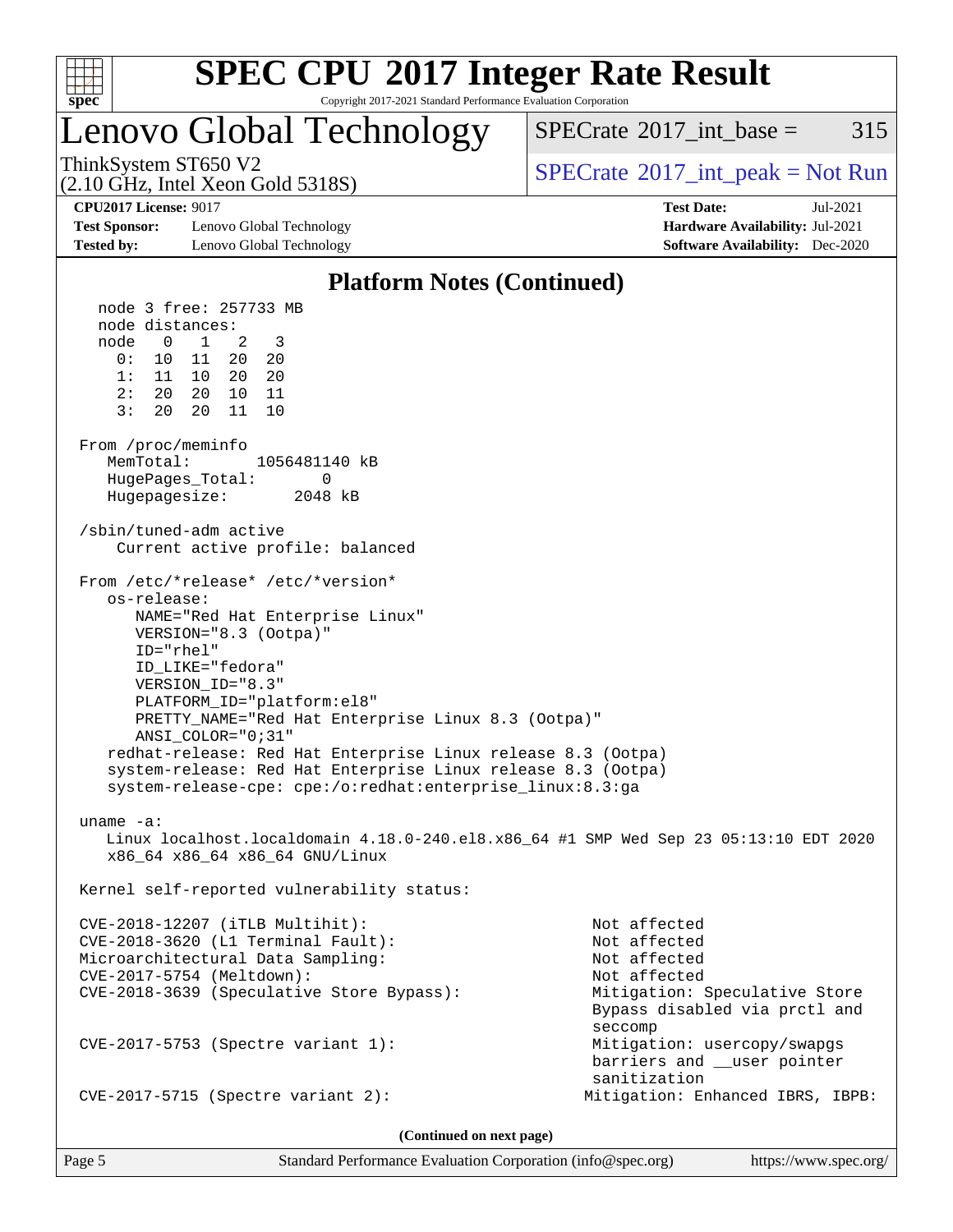# Lenovo Global Technology

ThinkSystem ST650 V2
(2.10 GHz, Intel Xeon Gold 5318S)

SPECrate 2017_int_base = 315

SPECrate 2017_int_peak = Not Run

**CPU2017 License:** 9017
**Test Sponsor:** Lenovo Global Technology
**Tested by:** Lenovo Global Technology

**Test Date:** Jul-2021
**Hardware Availability:** Jul-2021
**Software Availability:** Dec-2020

## Platform Notes (Continued)

```
   node 3 free: 257733 MB
   node distances:
   node   0   1   2   3
     0:  10  11  20  20
     1:  11  10  20  20
     2:  20  20  10  11
     3:  20  20  11  10

 From /proc/meminfo
    MemTotal:       1056481140 kB
    HugePages_Total:       0
    Hugepagesize:       2048 kB

 /sbin/tuned-adm active
     Current active profile: balanced

 From /etc/*release* /etc/*version*
    os-release:
       NAME="Red Hat Enterprise Linux"
       VERSION="8.3 (Ootpa)"
       ID="rhel"
       ID_LIKE="fedora"
       VERSION_ID="8.3"
       PLATFORM_ID="platform:el8"
       PRETTY_NAME="Red Hat Enterprise Linux 8.3 (Ootpa)"
       ANSI_COLOR="0;31"
    redhat-release: Red Hat Enterprise Linux release 8.3 (Ootpa)
    system-release: Red Hat Enterprise Linux release 8.3 (Ootpa)
    system-release-cpe: cpe:/o:redhat:enterprise_linux:8.3:ga

 uname -a:
    Linux localhost.localdomain 4.18.0-240.el8.x86_64 #1 SMP Wed Sep 23 05:13:10 EDT 2020
    x86_64 x86_64 x86_64 GNU/Linux

 Kernel self-reported vulnerability status:

 CVE-2018-12207 (iTLB Multihit):                          Not affected
 CVE-2018-3620 (L1 Terminal Fault):                       Not affected
 Microarchitectural Data Sampling:                        Not affected
 CVE-2017-5754 (Meltdown):                                Not affected
 CVE-2018-3639 (Speculative Store Bypass):                Mitigation: Speculative Store
                                                          Bypass disabled via prctl and
                                                          seccomp
 CVE-2017-5753 (Spectre variant 1):                       Mitigation: usercopy/swapgs
                                                          barriers and __user pointer
                                                          sanitization
 CVE-2017-5715 (Spectre variant 2):                      Mitigation: Enhanced IBRS, IBPB:
```

**(Continued on next page)**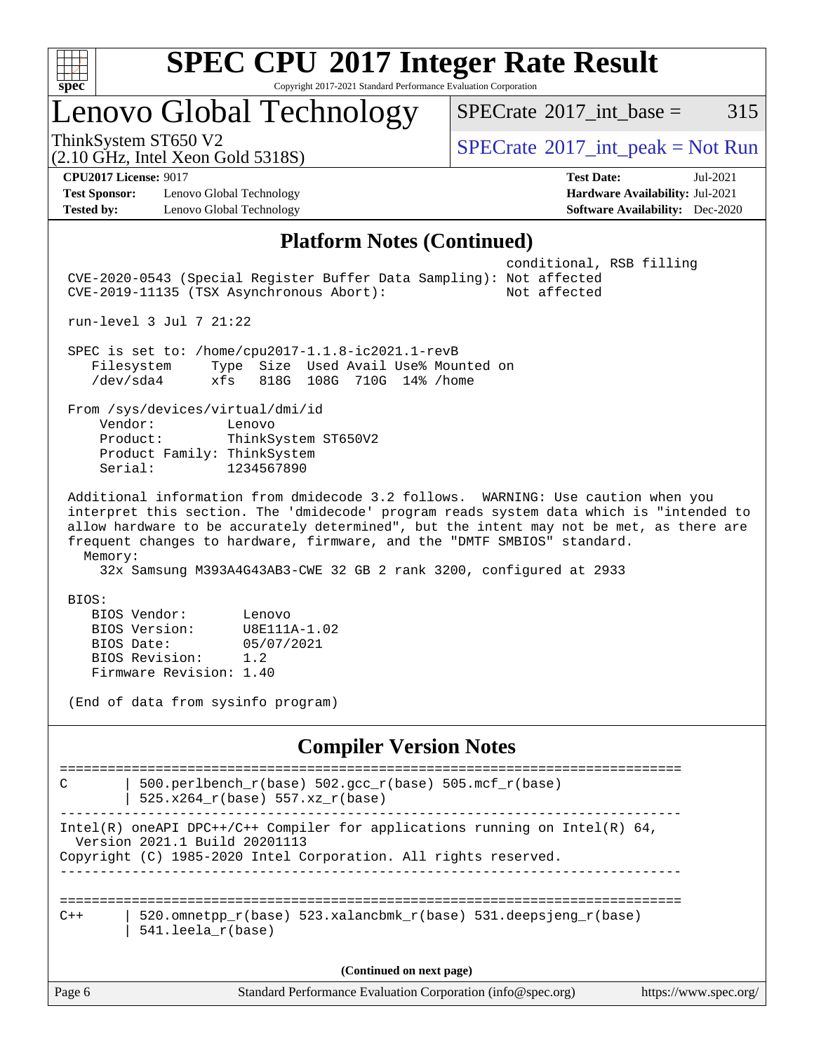## Platform Notes (Continued)

```
                                                          conditional, RSB filling
CVE-2020-0543 (Special Register Buffer Data Sampling): Not affected
CVE-2019-11135 (TSX Asynchronous Abort):                Not affected

run-level 3 Jul 7 21:22

SPEC is set to: /home/cpu2017-1.1.8-ic2021.1-revB
   Filesystem     Type  Size  Used Avail Use% Mounted on
   /dev/sda4      xfs   818G  108G  710G  14% /home

From /sys/devices/virtual/dmi/id
    Vendor:         Lenovo
    Product:        ThinkSystem ST650V2
    Product Family: ThinkSystem
    Serial:         1234567890

Additional information from dmidecode 3.2 follows.  WARNING: Use caution when you
interpret this section. The 'dmidecode' program reads system data which is "intended to
allow hardware to be accurately determined", but the intent may not be met, as there are
frequent changes to hardware, firmware, and the "DMTF SMBIOS" standard.
  Memory:
    32x Samsung M393A4G43AB3-CWE 32 GB 2 rank 3200, configured at 2933

BIOS:
   BIOS Vendor:       Lenovo
   BIOS Version:      U8E111A-1.02
   BIOS Date:         05/07/2021
   BIOS Revision:     1.2
   Firmware Revision: 1.40

(End of data from sysinfo program)
```

## Compiler Version Notes

```
==============================================================================
C       | 500.perlbench_r(base) 502.gcc_r(base) 505.mcf_r(base)
        | 525.x264_r(base) 557.xz_r(base)
------------------------------------------------------------------------------
Intel(R) oneAPI DPC++/C++ Compiler for applications running on Intel(R) 64,
  Version 2021.1 Build 20201113
Copyright (C) 1985-2020 Intel Corporation. All rights reserved.
------------------------------------------------------------------------------

==============================================================================
C++     | 520.omnetpp_r(base) 523.xalancbmk_r(base) 531.deepsjeng_r(base)
        | 541.leela_r(base)
```

(Continued on next page)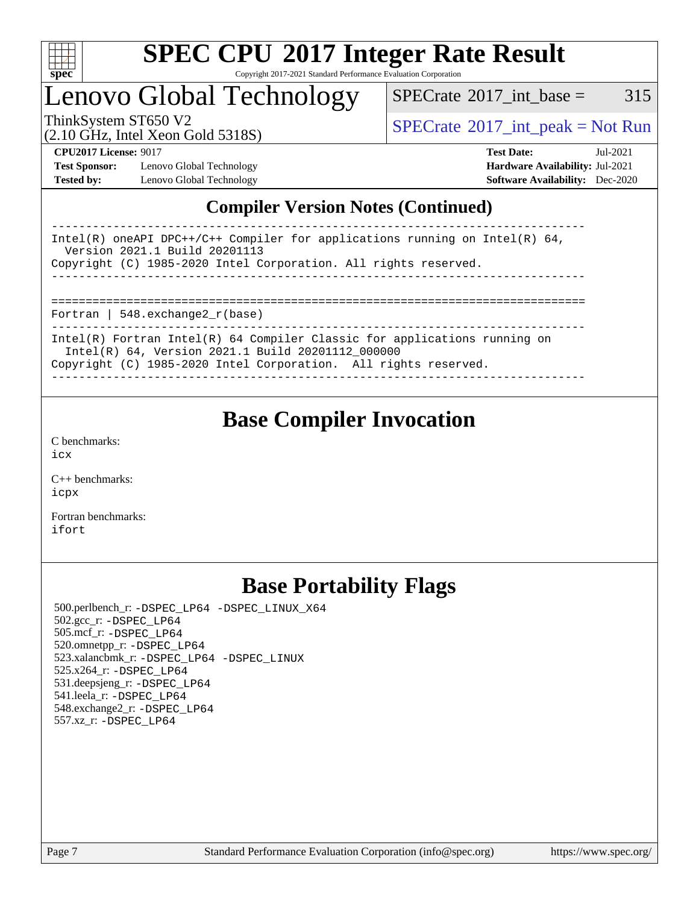## Compiler Version Notes (Continued)

```
------------------------------------------------------------------------------
Intel(R) oneAPI DPC++/C++ Compiler for applications running on Intel(R) 64,
  Version 2021.1 Build 20201113
Copyright (C) 1985-2020 Intel Corporation. All rights reserved.
------------------------------------------------------------------------------

==============================================================================
Fortran | 548.exchange2_r(base)
------------------------------------------------------------------------------
Intel(R) Fortran Intel(R) 64 Compiler Classic for applications running on
  Intel(R) 64, Version 2021.1 Build 20201112_000000
Copyright (C) 1985-2020 Intel Corporation.  All rights reserved.
------------------------------------------------------------------------------
```

## Base Compiler Invocation

C benchmarks:
icx

C++ benchmarks:
icpx

Fortran benchmarks:
ifort

## Base Portability Flags

500.perlbench_r: -DSPEC_LP64 -DSPEC_LINUX_X64
502.gcc_r: -DSPEC_LP64
505.mcf_r: -DSPEC_LP64
520.omnetpp_r: -DSPEC_LP64
523.xalancbmk_r: -DSPEC_LP64 -DSPEC_LINUX
525.x264_r: -DSPEC_LP64
531.deepsjeng_r: -DSPEC_LP64
541.leela_r: -DSPEC_LP64
548.exchange2_r: -DSPEC_LP64
557.xz_r: -DSPEC_LP64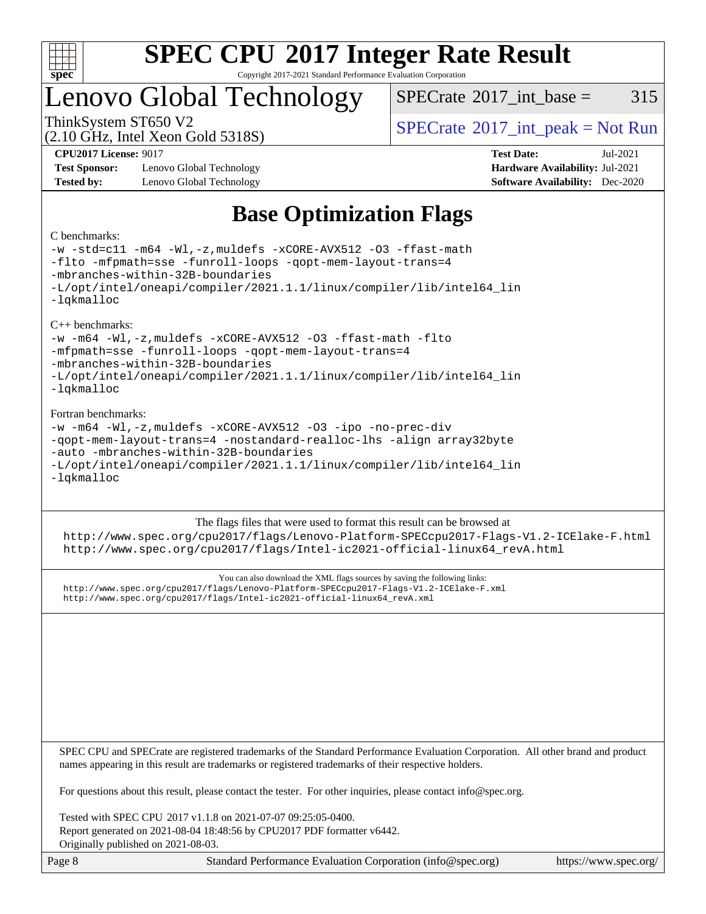# SPEC CPU 2017 Integer Rate Result

Copyright 2017-2021 Standard Performance Evaluation Corporation

# Lenovo Global Technology

ThinkSystem ST650 V2
(2.10 GHz, Intel Xeon Gold 5318S)

SPECrate 2017_int_base = 315

SPECrate 2017_int_peak = Not Run

**CPU2017 License:** 9017
**Test Sponsor:** Lenovo Global Technology
**Tested by:** Lenovo Global Technology

**Test Date:** Jul-2021
**Hardware Availability:** Jul-2021
**Software Availability:** Dec-2020

## Base Optimization Flags

C benchmarks:

```
-w -std=c11 -m64 -Wl,-z,muldefs -xCORE-AVX512 -O3 -ffast-math
-flto -mfpmath=sse -funroll-loops -qopt-mem-layout-trans=4
-mbranches-within-32B-boundaries
-L/opt/intel/oneapi/compiler/2021.1.1/linux/compiler/lib/intel64_lin
-lqkmalloc
```

C++ benchmarks:

```
-w -m64 -Wl,-z,muldefs -xCORE-AVX512 -O3 -ffast-math -flto
-mfpmath=sse -funroll-loops -qopt-mem-layout-trans=4
-mbranches-within-32B-boundaries
-L/opt/intel/oneapi/compiler/2021.1.1/linux/compiler/lib/intel64_lin
-lqkmalloc
```

Fortran benchmarks:

```
-w -m64 -Wl,-z,muldefs -xCORE-AVX512 -O3 -ipo -no-prec-div
-qopt-mem-layout-trans=4 -nostandard-realloc-lhs -align array32byte
-auto -mbranches-within-32B-boundaries
-L/opt/intel/oneapi/compiler/2021.1.1/linux/compiler/lib/intel64_lin
-lqkmalloc
```

The flags files that were used to format this result can be browsed at
http://www.spec.org/cpu2017/flags/Lenovo-Platform-SPECcpu2017-Flags-V1.2-ICElake-F.html
http://www.spec.org/cpu2017/flags/Intel-ic2021-official-linux64_revA.html

You can also download the XML flags sources by saving the following links:
http://www.spec.org/cpu2017/flags/Lenovo-Platform-SPECcpu2017-Flags-V1.2-ICElake-F.xml
http://www.spec.org/cpu2017/flags/Intel-ic2021-official-linux64_revA.xml

SPEC CPU and SPECrate are registered trademarks of the Standard Performance Evaluation Corporation. All other brand and product names appearing in this result are trademarks or registered trademarks of their respective holders.

For questions about this result, please contact the tester. For other inquiries, please contact info@spec.org.

Tested with SPEC CPU 2017 v1.1.8 on 2021-07-07 09:25:05-0400.
Report generated on 2021-08-04 18:48:56 by CPU2017 PDF formatter v6442.
Originally published on 2021-08-03.